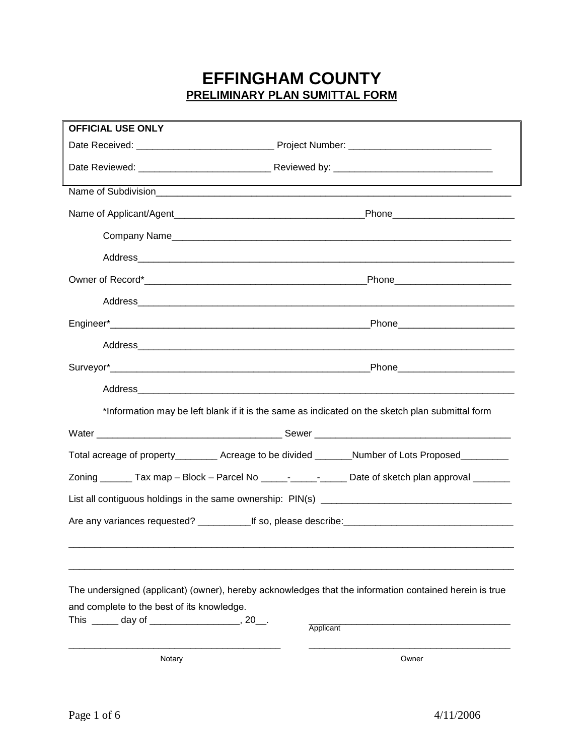# EFFINGHAM COUNTY

## PRELIMINARY PLAN SUMITTAL FORM

| **OFFICIAL USE ONLY** | |
|---|---|
| Date Received: __________________________ | Project Number: ___________________________ |
| Date Reviewed: _________________________ | Reviewed by: ______________________________ |

Name of Subdivision______________________________________________________________________

Name of Applicant/Agent____________________________________Phone______________________

Company Name_________________________________________________________________

Address______________________________________________________________________

Owner of Record*__________________________________________Phone______________________

Address______________________________________________________________________

Engineer*__________________________________________________Phone_____________________

Address______________________________________________________________________

Surveyor*__________________________________________________Phone_____________________

Address______________________________________________________________________

*Information may be left blank if it is the same as indicated on the sketch plan submittal form

Water ___________________________________ Sewer ____________________________________

Total acreage of property________ Acreage to be divided _______Number of Lots Proposed_________

Zoning ______ Tax map – Block – Parcel No _____-_____-_____ Date of sketch plan approval _______

List all contiguous holdings in the same ownership: PIN(s) ____________________________________

Are any variances requested? __________If so, please describe:________________________________

_____________________________________________________________________________________

_____________________________________________________________________________________

The undersigned (applicant) (owner), hereby acknowledges that the information contained herein is true and complete to the best of its knowledge.

This _____ day of _________________, 20__.

_______________________________________
Applicant

_______________________________________
Notary

_______________________________________
Owner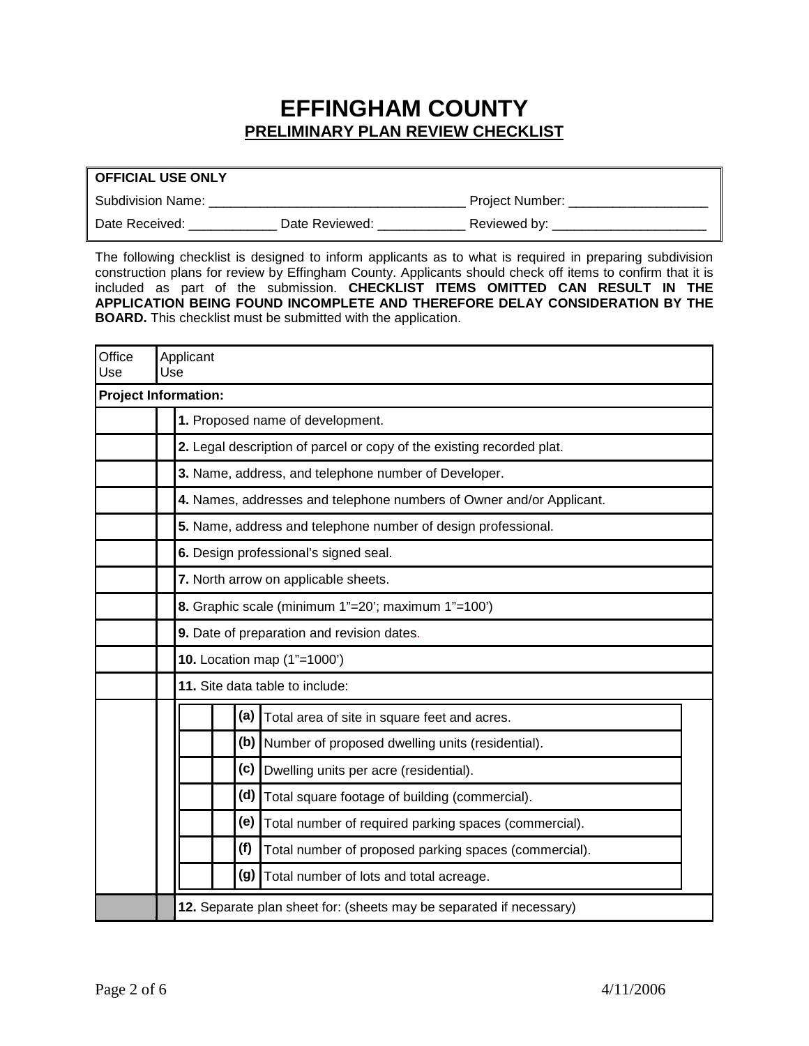# EFFINGHAM COUNTY

## PRELIMINARY PLAN REVIEW CHECKLIST

| **OFFICIAL USE ONLY** | |
|---|---|
| Subdivision Name: ___________________________________ | Project Number: ___________________ |
| Date Received: ____________ Date Reviewed: ____________ | Reviewed by: _____________________ |

The following checklist is designed to inform applicants as to what is required in preparing subdivision construction plans for review by Effingham County. Applicants should check off items to confirm that it is included as part of the submission. **CHECKLIST ITEMS OMITTED CAN RESULT IN THE APPLICATION BEING FOUND INCOMPLETE AND THEREFORE DELAY CONSIDERATION BY THE BOARD.** This checklist must be submitted with the application.

| Office Use | Applicant Use | |
|---|---|---|
| **Project Information:** | | |
| | | **1.** Proposed name of development. |
| | | **2.** Legal description of parcel or copy of the existing recorded plat. |
| | | **3.** Name, address, and telephone number of Developer. |
| | | **4.** Names, addresses and telephone numbers of Owner and/or Applicant. |
| | | **5.** Name, address and telephone number of design professional. |
| | | **6.** Design professional's signed seal. |
| | | **7.** North arrow on applicable sheets. |
| | | **8.** Graphic scale (minimum 1"=20'; maximum 1"=100') |
| | | **9.** Date of preparation and revision dates. |
| | | **10.** Location map (1"=1000') |
| | | **11.** Site data table to include: |
| | | **(a)** Total area of site in square feet and acres. |
| | | **(b)** Number of proposed dwelling units (residential). |
| | | **(c)** Dwelling units per acre (residential). |
| | | **(d)** Total square footage of building (commercial). |
| | | **(e)** Total number of required parking spaces (commercial). |
| | | **(f)** Total number of proposed parking spaces (commercial). |
| | | **(g)** Total number of lots and total acreage. |
| | | **12.** Separate plan sheet for: (sheets may be separated if necessary) |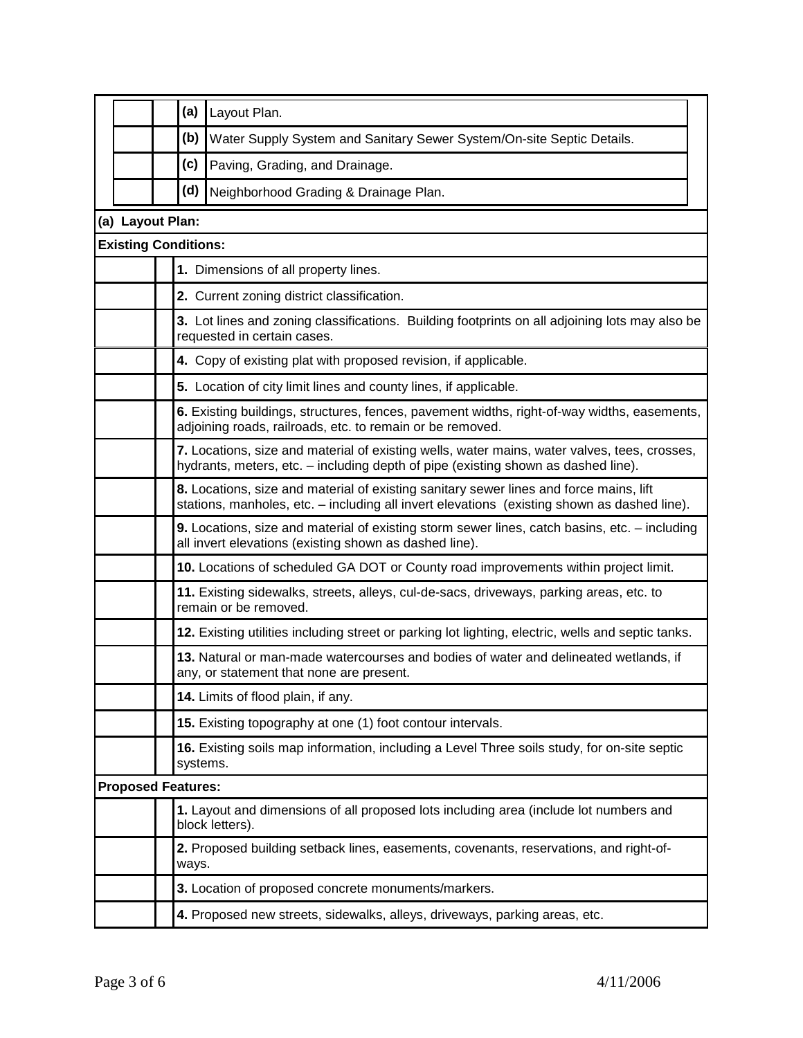|  |  | (a) | Layout Plan. |
|---|---|---|---|
|  |  | (b) | Water Supply System and Sanitary Sewer System/On-site Septic Details. |
|  |  | (c) | Paving, Grading, and Drainage. |
|  |  | (d) | Neighborhood Grading & Drainage Plan. |

**(a) Layout Plan:**

**Existing Conditions:**

|  |  |  |
|---|---|---|
|  |  | **1.** Dimensions of all property lines. |
|  |  | **2.** Current zoning district classification. |
|  |  | **3.** Lot lines and zoning classifications. Building footprints on all adjoining lots may also be requested in certain cases. |
|  |  | **4.** Copy of existing plat with proposed revision, if applicable. |
|  |  | **5.** Location of city limit lines and county lines, if applicable. |
|  |  | **6.** Existing buildings, structures, fences, pavement widths, right-of-way widths, easements, adjoining roads, railroads, etc. to remain or be removed. |
|  |  | **7.** Locations, size and material of existing wells, water mains, water valves, tees, crosses, hydrants, meters, etc. – including depth of pipe (existing shown as dashed line). |
|  |  | **8.** Locations, size and material of existing sanitary sewer lines and force mains, lift stations, manholes, etc. – including all invert elevations (existing shown as dashed line). |
|  |  | **9.** Locations, size and material of existing storm sewer lines, catch basins, etc. – including all invert elevations (existing shown as dashed line). |
|  |  | **10.** Locations of scheduled GA DOT or County road improvements within project limit. |
|  |  | **11.** Existing sidewalks, streets, alleys, cul-de-sacs, driveways, parking areas, etc. to remain or be removed. |
|  |  | **12.** Existing utilities including street or parking lot lighting, electric, wells and septic tanks. |
|  |  | **13.** Natural or man-made watercourses and bodies of water and delineated wetlands, if any, or statement that none are present. |
|  |  | **14.** Limits of flood plain, if any. |
|  |  | **15.** Existing topography at one (1) foot contour intervals. |
|  |  | **16.** Existing soils map information, including a Level Three soils study, for on-site septic systems. |

**Proposed Features:**

|  |  |  |
|---|---|---|
|  |  | **1.** Layout and dimensions of all proposed lots including area (include lot numbers and block letters). |
|  |  | **2.** Proposed building setback lines, easements, covenants, reservations, and right-of-ways. |
|  |  | **3.** Location of proposed concrete monuments/markers. |
|  |  | **4.** Proposed new streets, sidewalks, alleys, driveways, parking areas, etc. |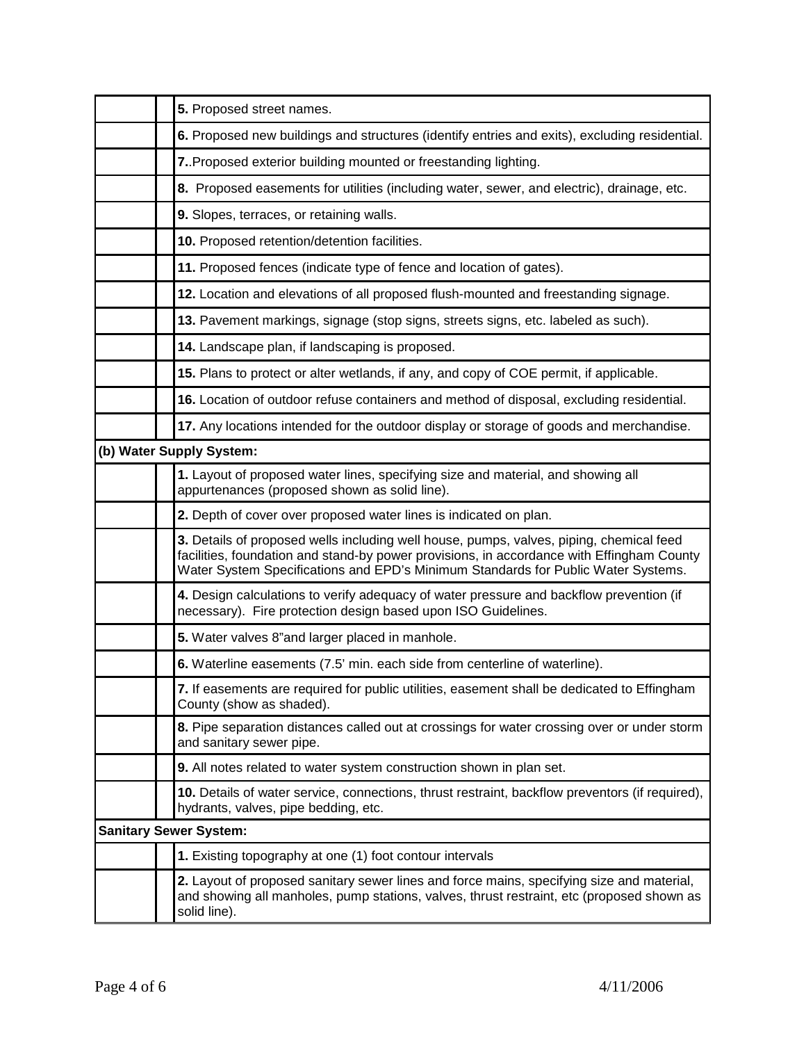| | | |
|---|---|---|
| | | **5.** Proposed street names. |
| | | **6.** Proposed new buildings and structures (identify entries and exits), excluding residential. |
| | | **7.**.Proposed exterior building mounted or freestanding lighting. |
| | | **8.** Proposed easements for utilities (including water, sewer, and electric), drainage, etc. |
| | | **9.** Slopes, terraces, or retaining walls. |
| | | **10.** Proposed retention/detention facilities. |
| | | **11.** Proposed fences (indicate type of fence and location of gates). |
| | | **12.** Location and elevations of all proposed flush-mounted and freestanding signage. |
| | | **13.** Pavement markings, signage (stop signs, streets signs, etc. labeled as such). |
| | | **14.** Landscape plan, if landscaping is proposed. |
| | | **15.** Plans to protect or alter wetlands, if any, and copy of COE permit, if applicable. |
| | | **16.** Location of outdoor refuse containers and method of disposal, excluding residential. |
| | | **17.** Any locations intended for the outdoor display or storage of goods and merchandise. |
| **(b) Water Supply System:** | | |
| | | **1.** Layout of proposed water lines, specifying size and material, and showing all appurtenances (proposed shown as solid line). |
| | | **2.** Depth of cover over proposed water lines is indicated on plan. |
| | | **3.** Details of proposed wells including well house, pumps, valves, piping, chemical feed facilities, foundation and stand-by power provisions, in accordance with Effingham County Water System Specifications and EPD's Minimum Standards for Public Water Systems. |
| | | **4.** Design calculations to verify adequacy of water pressure and backflow prevention (if necessary). Fire protection design based upon ISO Guidelines. |
| | | **5.** Water valves 8"and larger placed in manhole. |
| | | **6.** Waterline easements (7.5' min. each side from centerline of waterline). |
| | | **7.** If easements are required for public utilities, easement shall be dedicated to Effingham County (show as shaded). |
| | | **8.** Pipe separation distances called out at crossings for water crossing over or under storm and sanitary sewer pipe. |
| | | **9.** All notes related to water system construction shown in plan set. |
| | | **10.** Details of water service, connections, thrust restraint, backflow preventors (if required), hydrants, valves, pipe bedding, etc. |
| **Sanitary Sewer System:** | | |
| | | **1.** Existing topography at one (1) foot contour intervals |
| | | **2.** Layout of proposed sanitary sewer lines and force mains, specifying size and material, and showing all manholes, pump stations, valves, thrust restraint, etc (proposed shown as solid line). |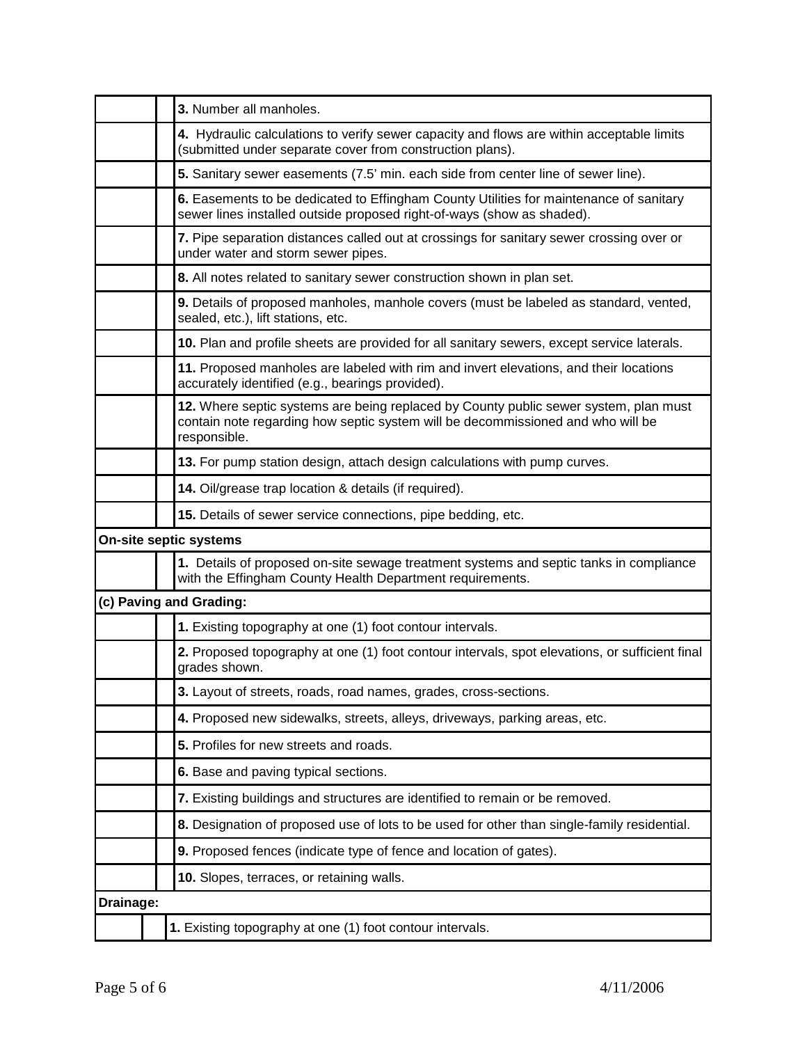| | | |
|---|---|---|
| | | **3.** Number all manholes. |
| | | **4.** Hydraulic calculations to verify sewer capacity and flows are within acceptable limits (submitted under separate cover from construction plans). |
| | | **5.** Sanitary sewer easements (7.5' min. each side from center line of sewer line). |
| | | **6.** Easements to be dedicated to Effingham County Utilities for maintenance of sanitary sewer lines installed outside proposed right-of-ways (show as shaded). |
| | | **7.** Pipe separation distances called out at crossings for sanitary sewer crossing over or under water and storm sewer pipes. |
| | | **8.** All notes related to sanitary sewer construction shown in plan set. |
| | | **9.** Details of proposed manholes, manhole covers (must be labeled as standard, vented, sealed, etc.), lift stations, etc. |
| | | **10.** Plan and profile sheets are provided for all sanitary sewers, except service laterals. |
| | | **11.** Proposed manholes are labeled with rim and invert elevations, and their locations accurately identified (e.g., bearings provided). |
| | | **12.** Where septic systems are being replaced by County public sewer system, plan must contain note regarding how septic system will be decommissioned and who will be responsible. |
| | | **13.** For pump station design, attach design calculations with pump curves. |
| | | **14.** Oil/grease trap location & details (if required). |
| | | **15.** Details of sewer service connections, pipe bedding, etc. |
| **On-site septic systems** | | |
| | | **1.** Details of proposed on-site sewage treatment systems and septic tanks in compliance with the Effingham County Health Department requirements. |
| **(c) Paving and Grading:** | | |
| | | **1.** Existing topography at one (1) foot contour intervals. |
| | | **2.** Proposed topography at one (1) foot contour intervals, spot elevations, or sufficient final grades shown. |
| | | **3.** Layout of streets, roads, road names, grades, cross-sections. |
| | | **4.** Proposed new sidewalks, streets, alleys, driveways, parking areas, etc. |
| | | **5.** Profiles for new streets and roads. |
| | | **6.** Base and paving typical sections. |
| | | **7.** Existing buildings and structures are identified to remain or be removed. |
| | | **8.** Designation of proposed use of lots to be used for other than single-family residential. |
| | | **9.** Proposed fences (indicate type of fence and location of gates). |
| | | **10.** Slopes, terraces, or retaining walls. |
| **Drainage:** | | |
| | | **1.** Existing topography at one (1) foot contour intervals. |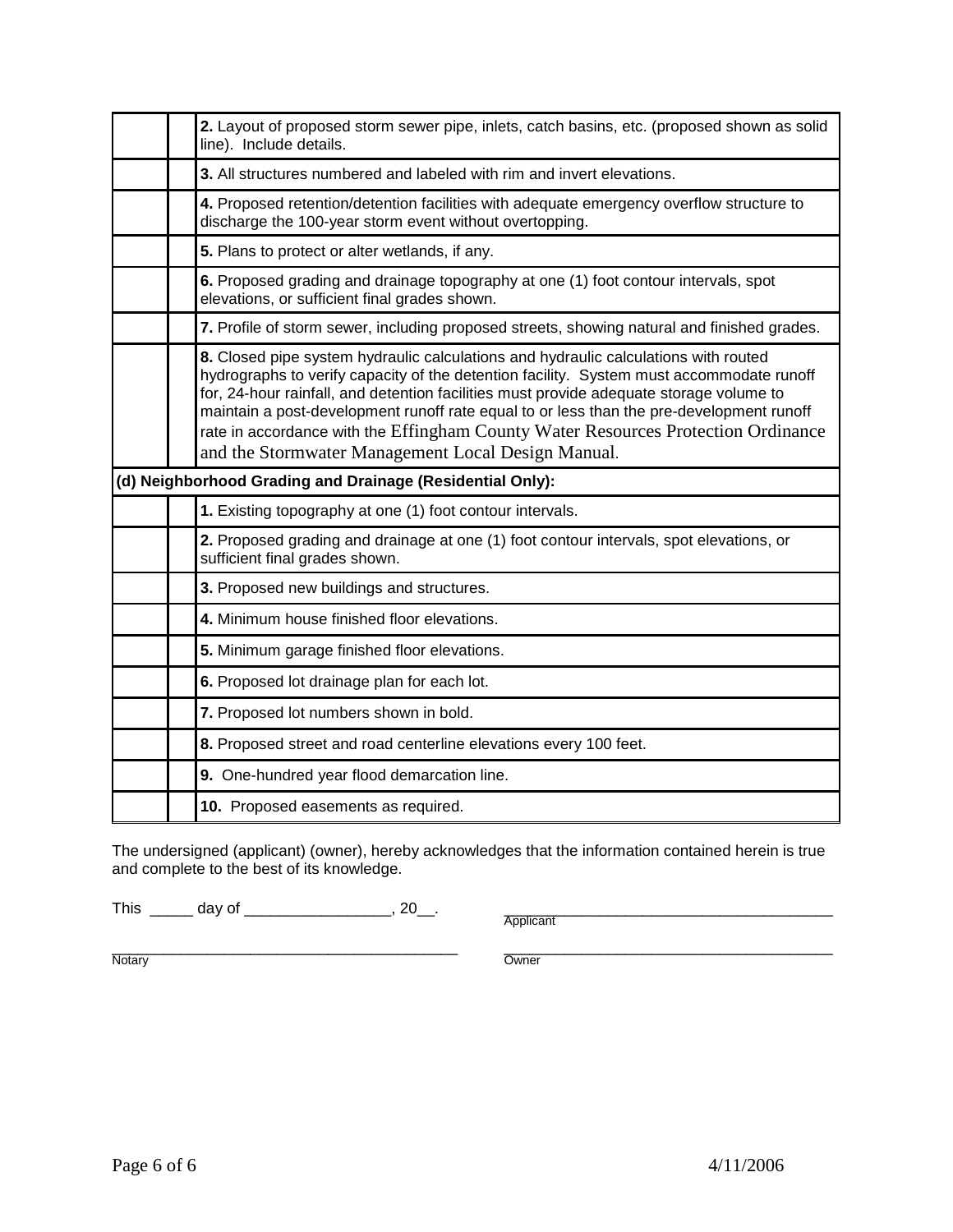| | | |
|---|---|---|
| | | **2.** Layout of proposed storm sewer pipe, inlets, catch basins, etc. (proposed shown as solid line). Include details. |
| | | **3.** All structures numbered and labeled with rim and invert elevations. |
| | | **4.** Proposed retention/detention facilities with adequate emergency overflow structure to discharge the 100-year storm event without overtopping. |
| | | **5.** Plans to protect or alter wetlands, if any. |
| | | **6.** Proposed grading and drainage topography at one (1) foot contour intervals, spot elevations, or sufficient final grades shown. |
| | | **7.** Profile of storm sewer, including proposed streets, showing natural and finished grades. |
| | | **8.** Closed pipe system hydraulic calculations and hydraulic calculations with routed hydrographs to verify capacity of the detention facility. System must accommodate runoff for, 24-hour rainfall, and detention facilities must provide adequate storage volume to maintain a post-development runoff rate equal to or less than the pre-development runoff rate in accordance with the Effingham County Water Resources Protection Ordinance and the Stormwater Management Local Design Manual. |
| **(d) Neighborhood Grading and Drainage (Residential Only):** | | |
| | | **1.** Existing topography at one (1) foot contour intervals. |
| | | **2.** Proposed grading and drainage at one (1) foot contour intervals, spot elevations, or sufficient final grades shown. |
| | | **3.** Proposed new buildings and structures. |
| | | **4.** Minimum house finished floor elevations. |
| | | **5.** Minimum garage finished floor elevations. |
| | | **6.** Proposed lot drainage plan for each lot. |
| | | **7.** Proposed lot numbers shown in bold. |
| | | **8.** Proposed street and road centerline elevations every 100 feet. |
| | | **9.** One-hundred year flood demarcation line. |
| | | **10.** Proposed easements as required. |

The undersigned (applicant) (owner), hereby acknowledges that the information contained herein is true and complete to the best of its knowledge.

This _____ day of _________________, 20__.

_______________________________________
Applicant

_______________________________________
Notary

_______________________________________
Owner